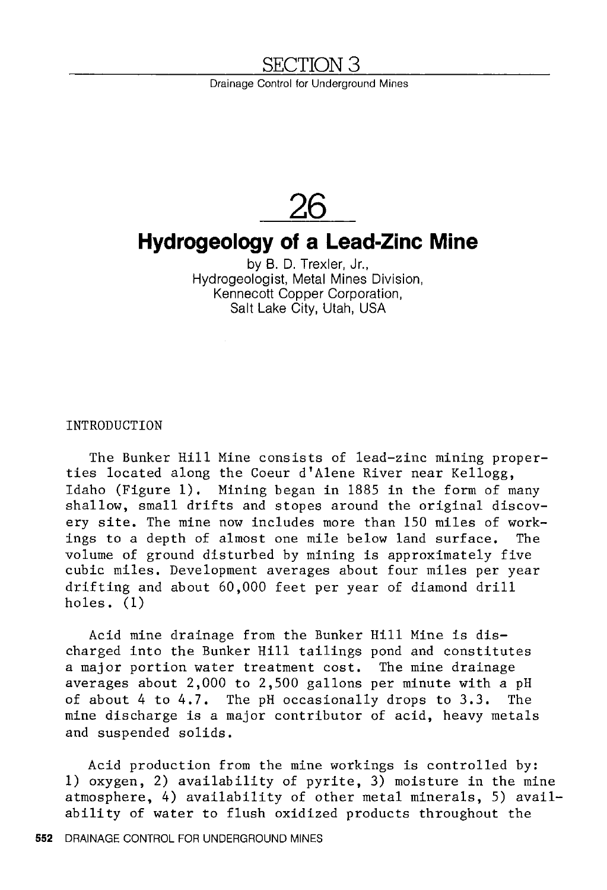# SECTION 3

Drainage Control for Underground Mines

# 26

## Hydrogeology of a Lead-Zinc Mine

by B. D. Trexler, Jr.,
Hydrogeologist, Metal Mines Division,
Kennecott Copper Corporation,
Salt Lake City, Utah, USA

### INTRODUCTION

The Bunker Hill Mine consists of lead-zinc mining properties located along the Coeur d'Alene River near Kellogg, Idaho (Figure 1). Mining began in 1885 in the form of many shallow, small drifts and stopes around the original discovery site. The mine now includes more than 150 miles of workings to a depth of almost one mile below land surface. The volume of ground disturbed by mining is approximately five cubic miles. Development averages about four miles per year drifting and about 60,000 feet per year of diamond drill holes. (1)

Acid mine drainage from the Bunker Hill Mine is discharged into the Bunker Hill tailings pond and constitutes a major portion water treatment cost. The mine drainage averages about 2,000 to 2,500 gallons per minute with a pH of about 4 to 4.7. The pH occasionally drops to 3.3. The mine discharge is a major contributor of acid, heavy metals and suspended solids.

Acid production from the mine workings is controlled by: 1) oxygen, 2) availability of pyrite, 3) moisture in the mine atmosphere, 4) availability of other metal minerals, 5) availability of water to flush oxidized products throughout the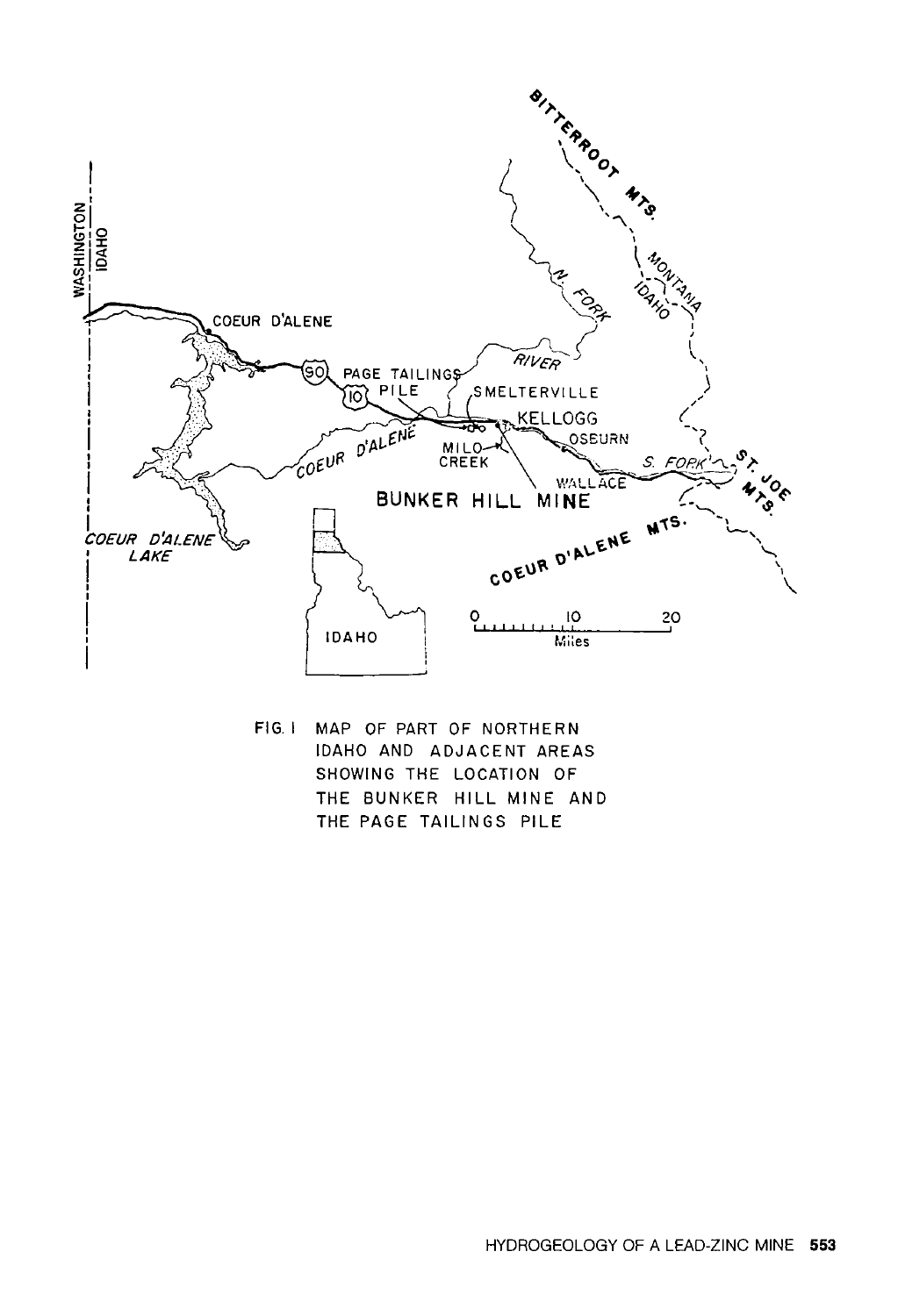FIG. 1 MAP OF PART OF NORTHERN IDAHO AND ADJACENT AREAS SHOWING THE LOCATION OF THE BUNKER HILL MINE AND THE PAGE TAILINGS PILE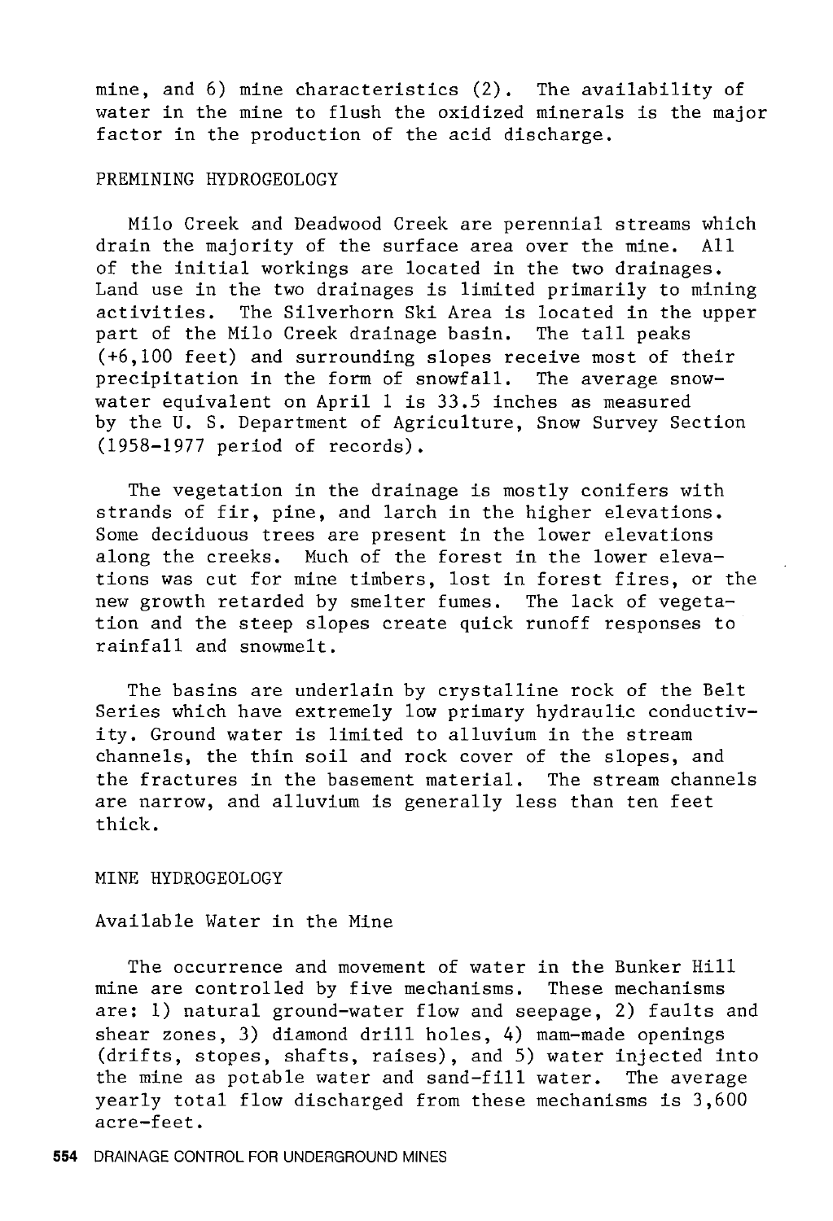mine, and 6) mine characteristics (2). The availability of water in the mine to flush the oxidized minerals is the major factor in the production of the acid discharge.

## PREMINING HYDROGEOLOGY

Milo Creek and Deadwood Creek are perennial streams which drain the majority of the surface area over the mine. All of the initial workings are located in the two drainages. Land use in the two drainages is limited primarily to mining activities. The Silverhorn Ski Area is located in the upper part of the Milo Creek drainage basin. The tall peaks (+6,100 feet) and surrounding slopes receive most of their precipitation in the form of snowfall. The average snow-water equivalent on April 1 is 33.5 inches as measured by the U. S. Department of Agriculture, Snow Survey Section (1958-1977 period of records).

The vegetation in the drainage is mostly conifers with strands of fir, pine, and larch in the higher elevations. Some deciduous trees are present in the lower elevations along the creeks. Much of the forest in the lower elevations was cut for mine timbers, lost in forest fires, or the new growth retarded by smelter fumes. The lack of vegetation and the steep slopes create quick runoff responses to rainfall and snowmelt.

The basins are underlain by crystalline rock of the Belt Series which have extremely low primary hydraulic conductivity. Ground water is limited to alluvium in the stream channels, the thin soil and rock cover of the slopes, and the fractures in the basement material. The stream channels are narrow, and alluvium is generally less than ten feet thick.

## MINE HYDROGEOLOGY

### Available Water in the Mine

The occurrence and movement of water in the Bunker Hill mine are controlled by five mechanisms. These mechanisms are: 1) natural ground-water flow and seepage, 2) faults and shear zones, 3) diamond drill holes, 4) mam-made openings (drifts, stopes, shafts, raises), and 5) water injected into the mine as potable water and sand-fill water. The average yearly total flow discharged from these mechanisms is 3,600 acre-feet.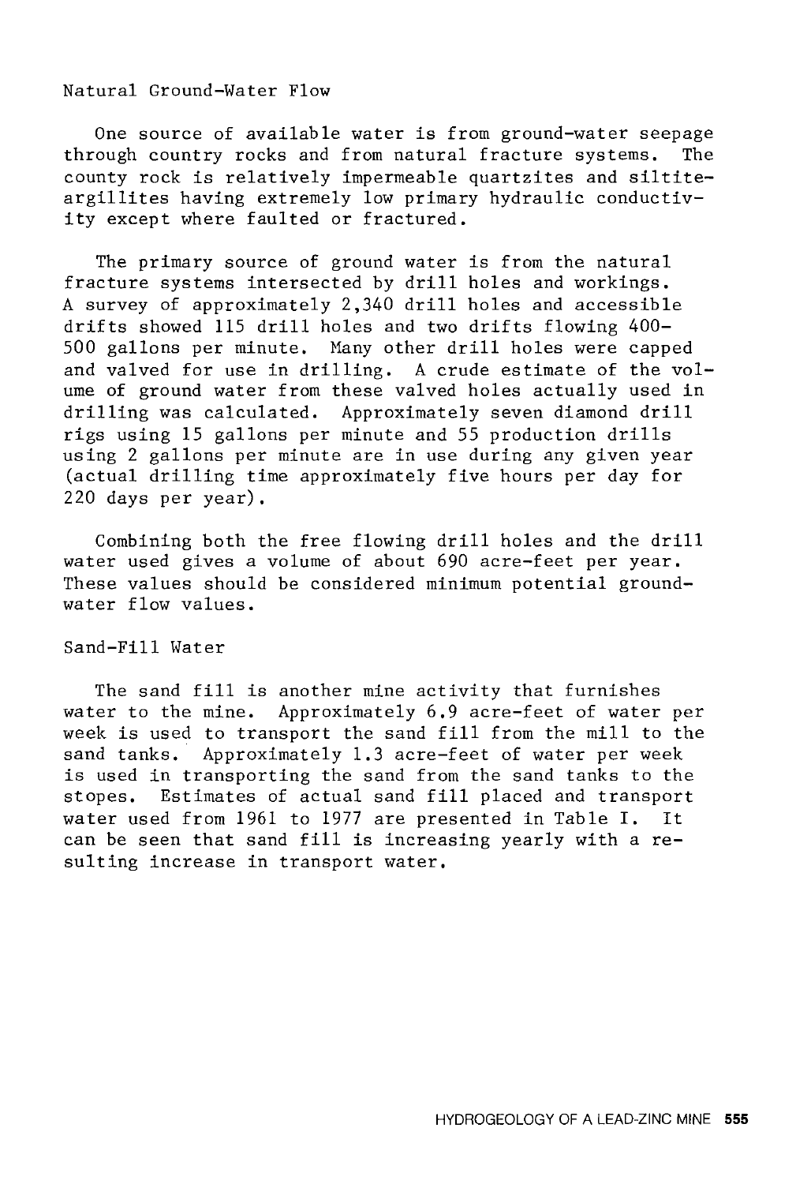## Natural Ground-Water Flow

One source of available water is from ground-water seepage through country rocks and from natural fracture systems. The county rock is relatively impermeable quartzites and siltite-argillites having extremely low primary hydraulic conductivity except where faulted or fractured.

The primary source of ground water is from the natural fracture systems intersected by drill holes and workings. A survey of approximately 2,340 drill holes and accessible drifts showed 115 drill holes and two drifts flowing 400-500 gallons per minute. Many other drill holes were capped and valved for use in drilling. A crude estimate of the volume of ground water from these valved holes actually used in drilling was calculated. Approximately seven diamond drill rigs using 15 gallons per minute and 55 production drills using 2 gallons per minute are in use during any given year (actual drilling time approximately five hours per day for 220 days per year).

Combining both the free flowing drill holes and the drill water used gives a volume of about 690 acre-feet per year. These values should be considered minimum potential ground-water flow values.

## Sand-Fill Water

The sand fill is another mine activity that furnishes water to the mine. Approximately 6.9 acre-feet of water per week is used to transport the sand fill from the mill to the sand tanks. Approximately 1.3 acre-feet of water per week is used in transporting the sand from the sand tanks to the stopes. Estimates of actual sand fill placed and transport water used from 1961 to 1977 are presented in Table I. It can be seen that sand fill is increasing yearly with a resulting increase in transport water.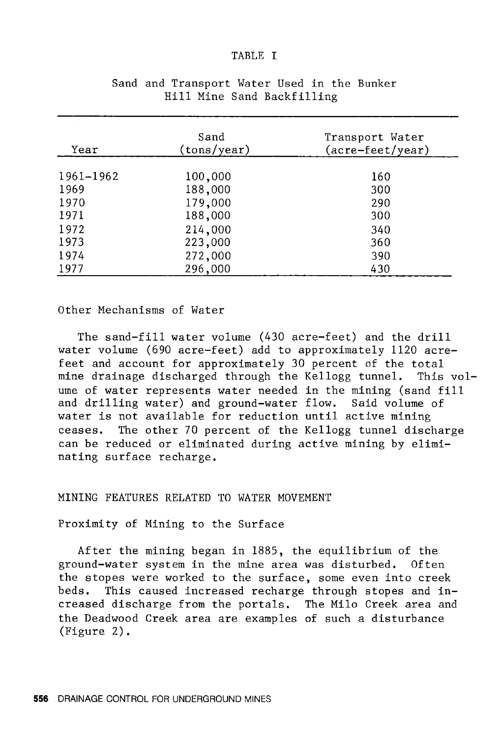TABLE I

Sand and Transport Water Used in the Bunker Hill Mine Sand Backfilling

| Year | Sand (tons/year) | Transport Water (acre-feet/year) |
|---|---|---|
| 1961-1962 | 100,000 | 160 |
| 1969 | 188,000 | 300 |
| 1970 | 179,000 | 290 |
| 1971 | 188,000 | 300 |
| 1972 | 214,000 | 340 |
| 1973 | 223,000 | 360 |
| 1974 | 272,000 | 390 |
| 1977 | 296,000 | 430 |

### Other Mechanisms of Water

The sand-fill water volume (430 acre-feet) and the drill water volume (690 acre-feet) add to approximately 1120 acre-feet and account for approximately 30 percent of the total mine drainage discharged through the Kellogg tunnel. This volume of water represents water needed in the mining (sand fill and drilling water) and ground-water flow. Said volume of water is not available for reduction until active mining ceases. The other 70 percent of the Kellogg tunnel discharge can be reduced or eliminated during active mining by eliminating surface recharge.

## MINING FEATURES RELATED TO WATER MOVEMENT

### Proximity of Mining to the Surface

After the mining began in 1885, the equilibrium of the ground-water system in the mine area was disturbed. Often the stopes were worked to the surface, some even into creek beds. This caused increased recharge through stopes and increased discharge from the portals. The Milo Creek area and the Deadwood Creek area are examples of such a disturbance (Figure 2).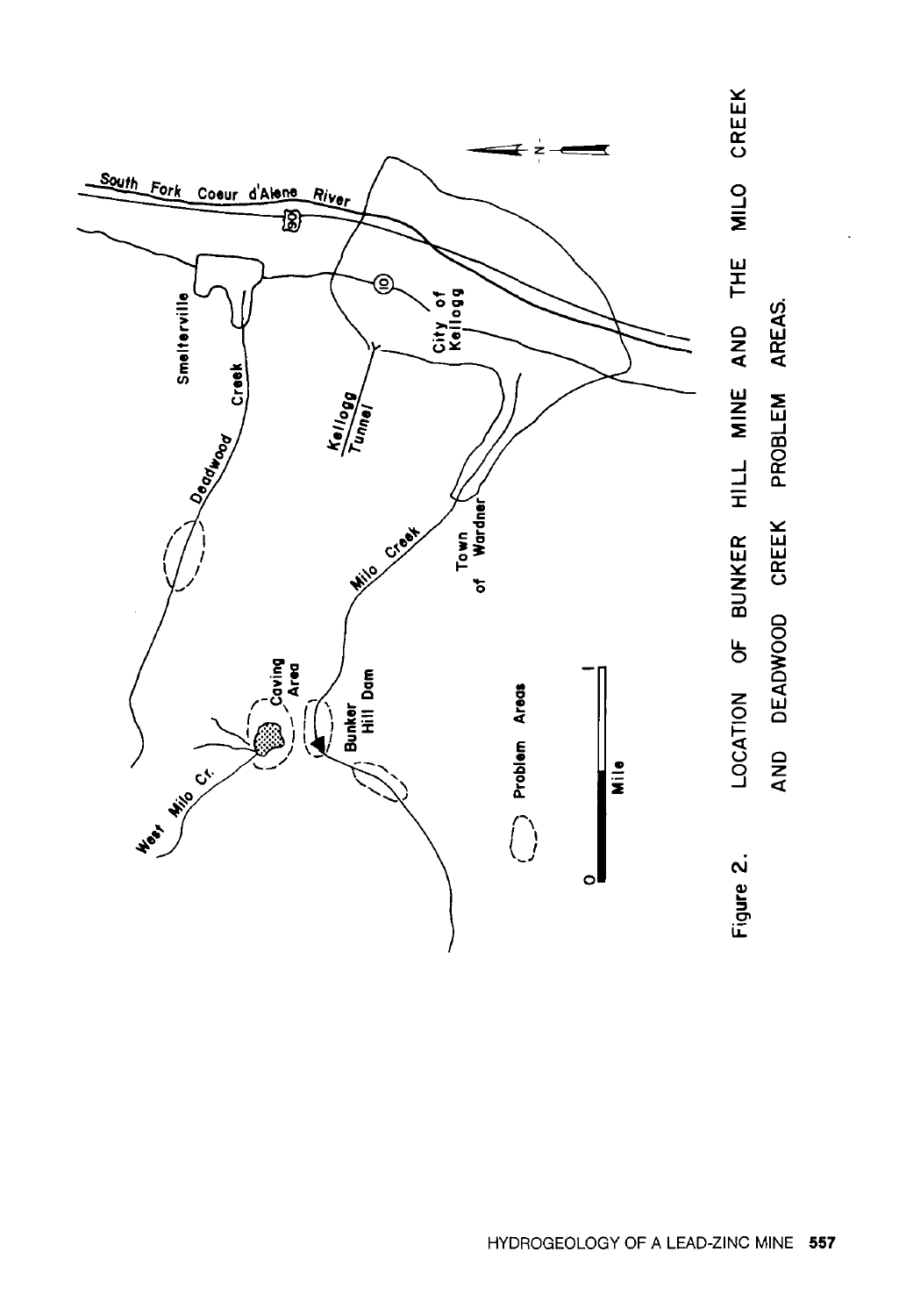Figure 2. LOCATION OF BUNKER HILL MINE AND THE MILO CREEK AND DEADWOOD CREEK PROBLEM AREAS.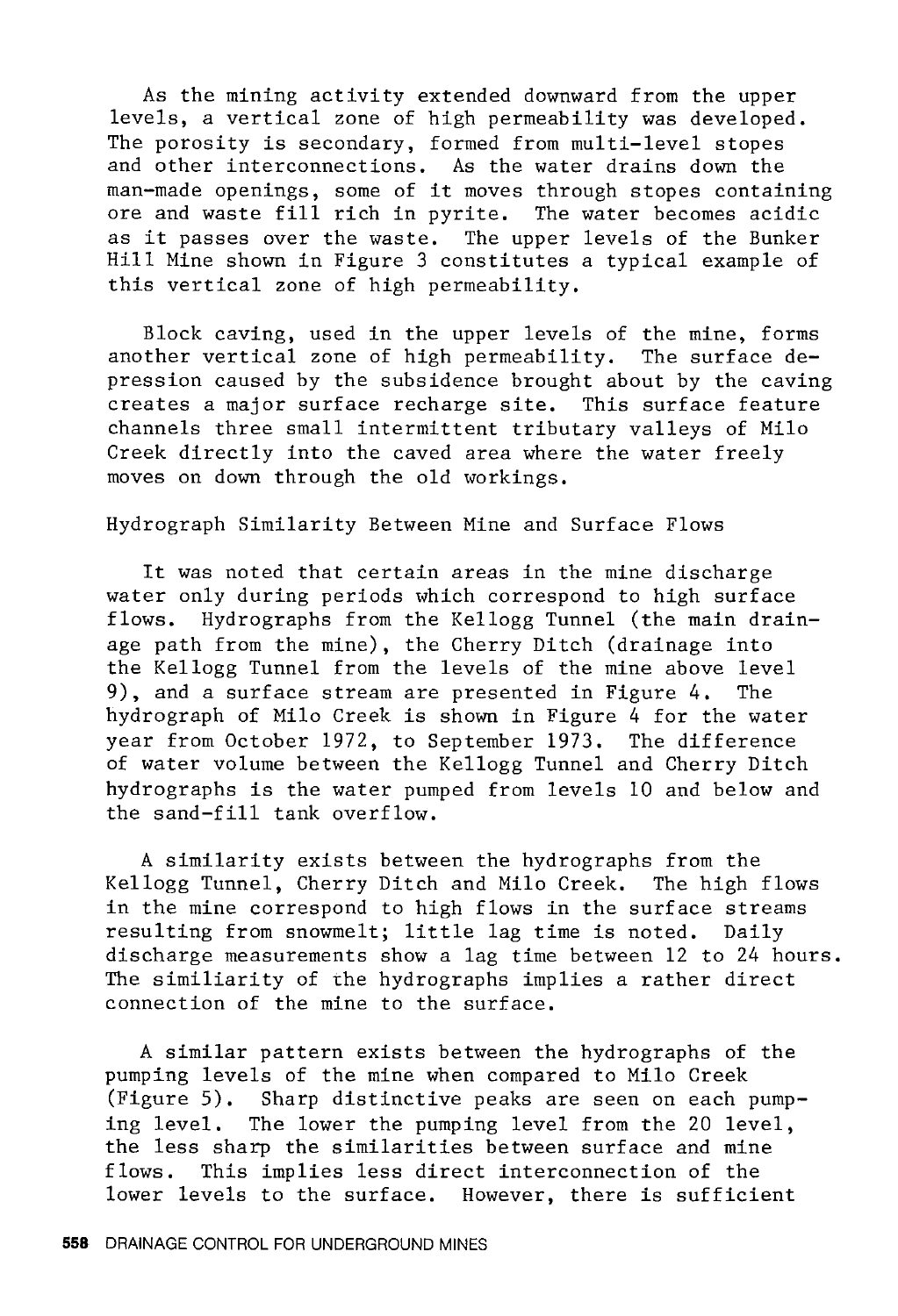As the mining activity extended downward from the upper levels, a vertical zone of high permeability was developed. The porosity is secondary, formed from multi-level stopes and other interconnections. As the water drains down the man-made openings, some of it moves through stopes containing ore and waste fill rich in pyrite. The water becomes acidic as it passes over the waste. The upper levels of the Bunker Hill Mine shown in Figure 3 constitutes a typical example of this vertical zone of high permeability.

Block caving, used in the upper levels of the mine, forms another vertical zone of high permeability. The surface depression caused by the subsidence brought about by the caving creates a major surface recharge site. This surface feature channels three small intermittent tributary valleys of Milo Creek directly into the caved area where the water freely moves on down through the old workings.

## Hydrograph Similarity Between Mine and Surface Flows

It was noted that certain areas in the mine discharge water only during periods which correspond to high surface flows. Hydrographs from the Kellogg Tunnel (the main drainage path from the mine), the Cherry Ditch (drainage into the Kellogg Tunnel from the levels of the mine above level 9), and a surface stream are presented in Figure 4. The hydrograph of Milo Creek is shown in Figure 4 for the water year from October 1972, to September 1973. The difference of water volume between the Kellogg Tunnel and Cherry Ditch hydrographs is the water pumped from levels 10 and below and the sand-fill tank overflow.

A similarity exists between the hydrographs from the Kellogg Tunnel, Cherry Ditch and Milo Creek. The high flows in the mine correspond to high flows in the surface streams resulting from snowmelt; little lag time is noted. Daily discharge measurements show a lag time between 12 to 24 hours. The similiarity of the hydrographs implies a rather direct connection of the mine to the surface.

A similar pattern exists between the hydrographs of the pumping levels of the mine when compared to Milo Creek (Figure 5). Sharp distinctive peaks are seen on each pumping level. The lower the pumping level from the 20 level, the less sharp the similarities between surface and mine flows. This implies less direct interconnection of the lower levels to the surface. However, there is sufficient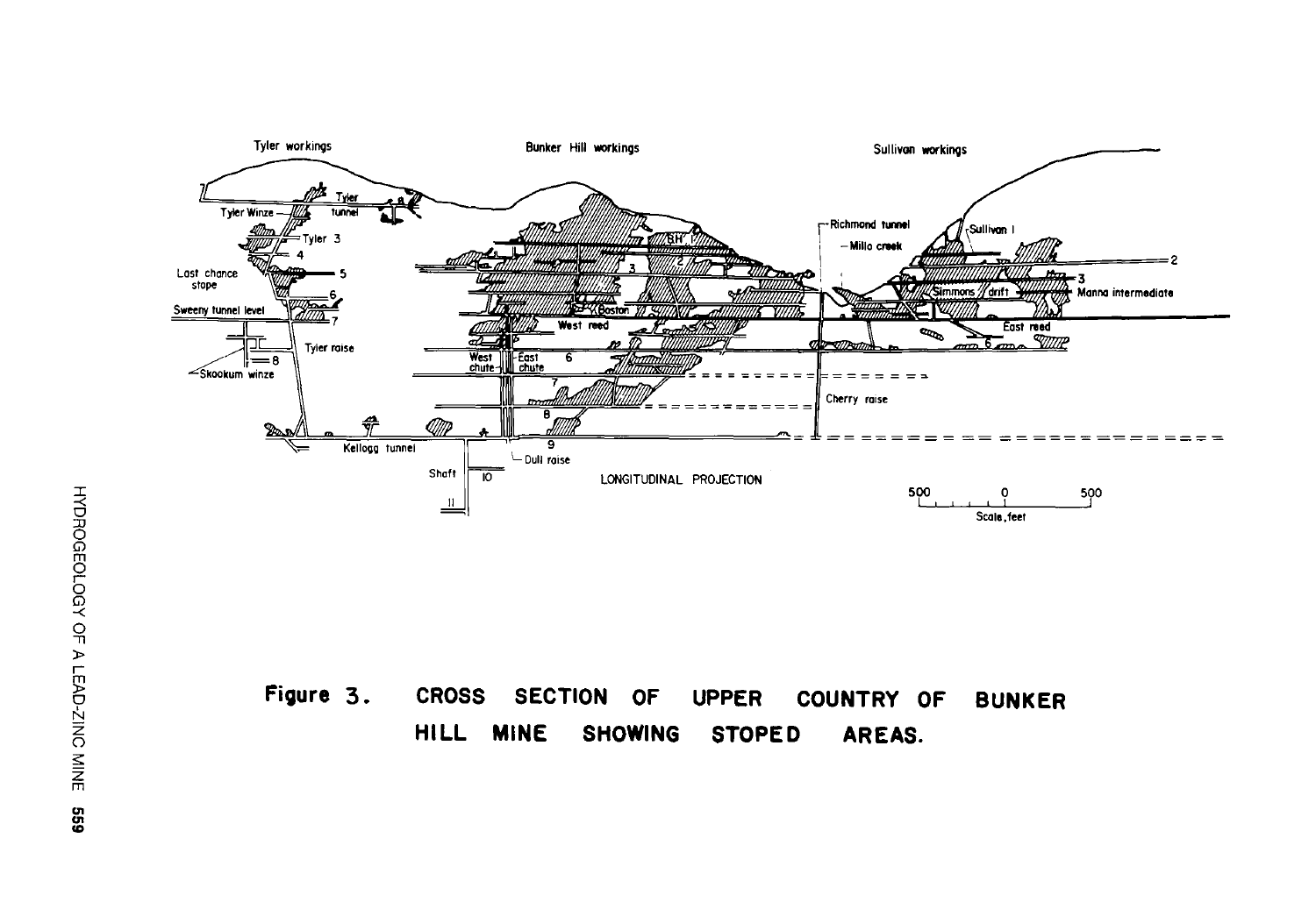**Figure 3. CROSS SECTION OF UPPER COUNTRY OF BUNKER HILL MINE SHOWING STOPED AREAS.**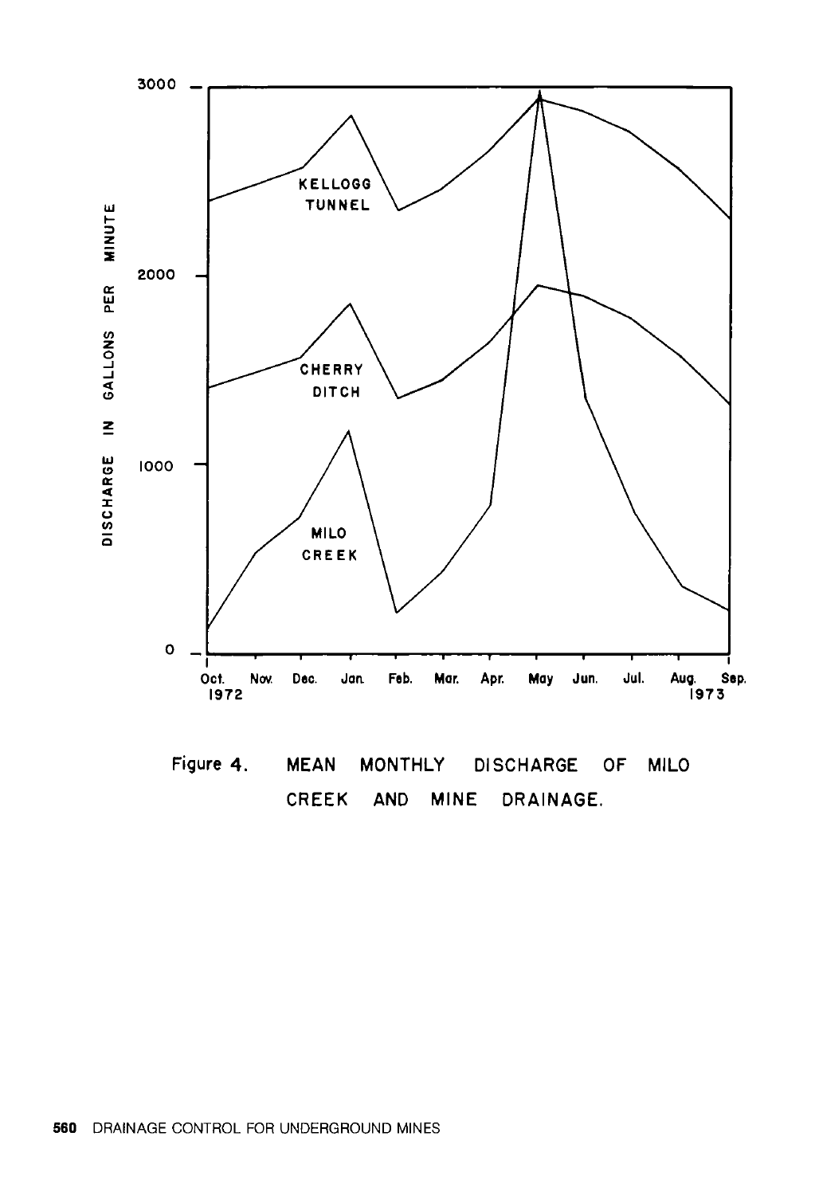Figure 4. MEAN MONTHLY DISCHARGE OF MILO CREEK AND MINE DRAINAGE.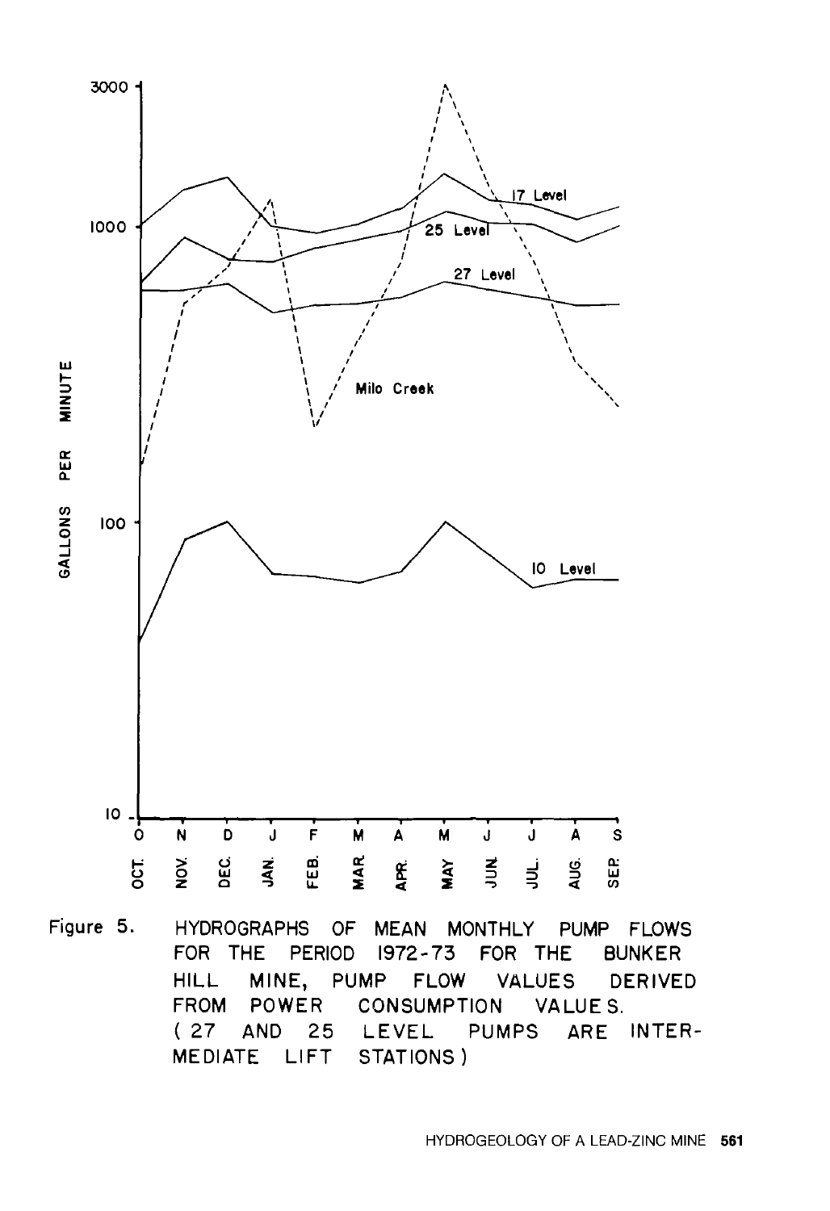Figure 5. HYDROGRAPHS OF MEAN MONTHLY PUMP FLOWS FOR THE PERIOD 1972-73 FOR THE BUNKER HILL MINE, PUMP FLOW VALUES DERIVED FROM POWER CONSUMPTION VALUES. (27 AND 25 LEVEL PUMPS ARE INTERMEDIATE LIFT STATIONS)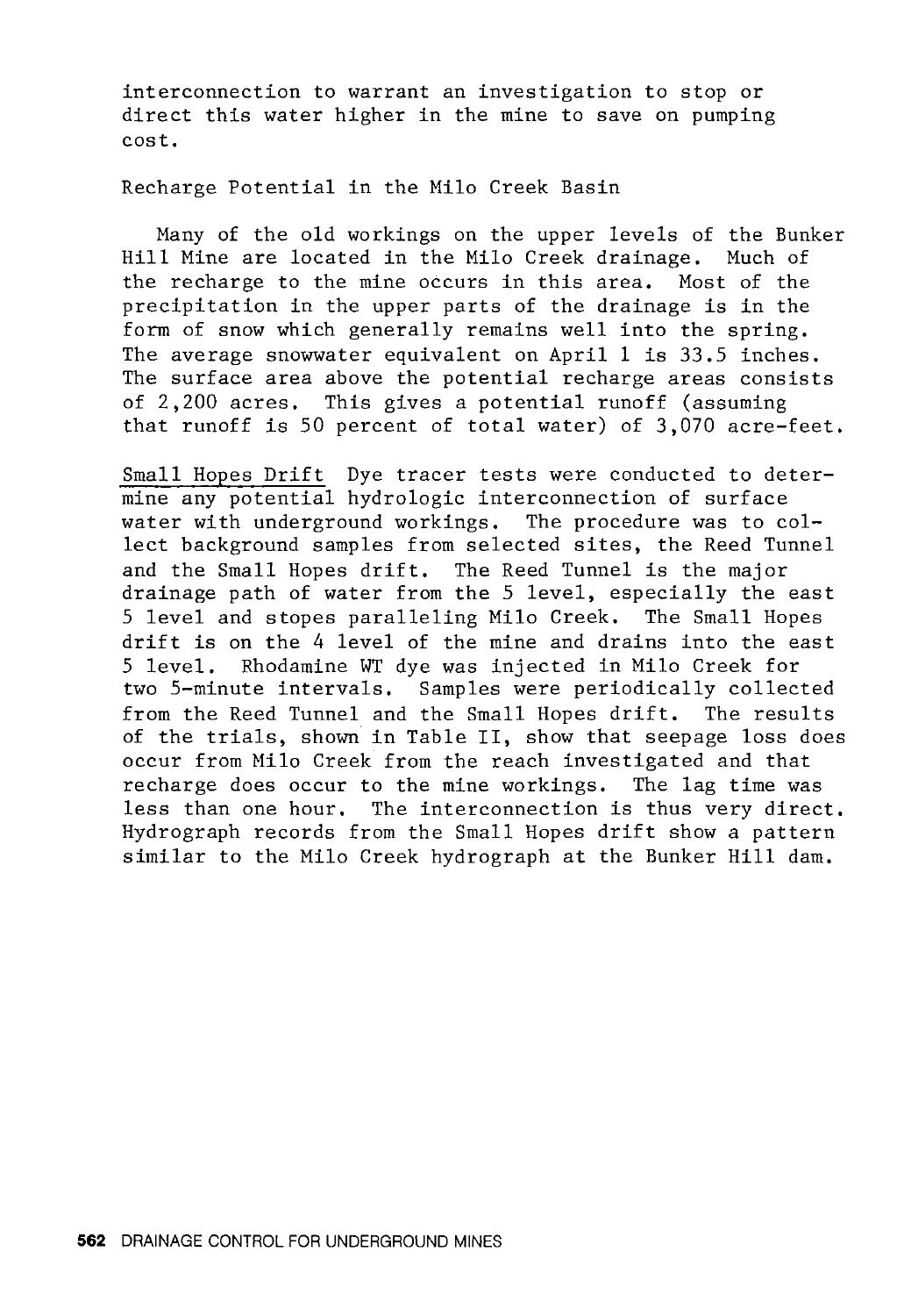interconnection to warrant an investigation to stop or direct this water higher in the mine to save on pumping cost.

## Recharge Potential in the Milo Creek Basin

Many of the old workings on the upper levels of the Bunker Hill Mine are located in the Milo Creek drainage. Much of the recharge to the mine occurs in this area. Most of the precipitation in the upper parts of the drainage is in the form of snow which generally remains well into the spring. The average snowwater equivalent on April 1 is 33.5 inches. The surface area above the potential recharge areas consists of 2,200 acres. This gives a potential runoff (assuming that runoff is 50 percent of total water) of 3,070 acre-feet.

<u>Small Hopes Drift</u> Dye tracer tests were conducted to determine any potential hydrologic interconnection of surface water with underground workings. The procedure was to collect background samples from selected sites, the Reed Tunnel and the Small Hopes drift. The Reed Tunnel is the major drainage path of water from the 5 level, especially the east 5 level and stopes paralleling Milo Creek. The Small Hopes drift is on the 4 level of the mine and drains into the east 5 level. Rhodamine WT dye was injected in Milo Creek for two 5-minute intervals. Samples were periodically collected from the Reed Tunnel and the Small Hopes drift. The results of the trials, shown in Table II, show that seepage loss does occur from Milo Creek from the reach investigated and that recharge does occur to the mine workings. The lag time was less than one hour. The interconnection is thus very direct. Hydrograph records from the Small Hopes drift show a pattern similar to the Milo Creek hydrograph at the Bunker Hill dam.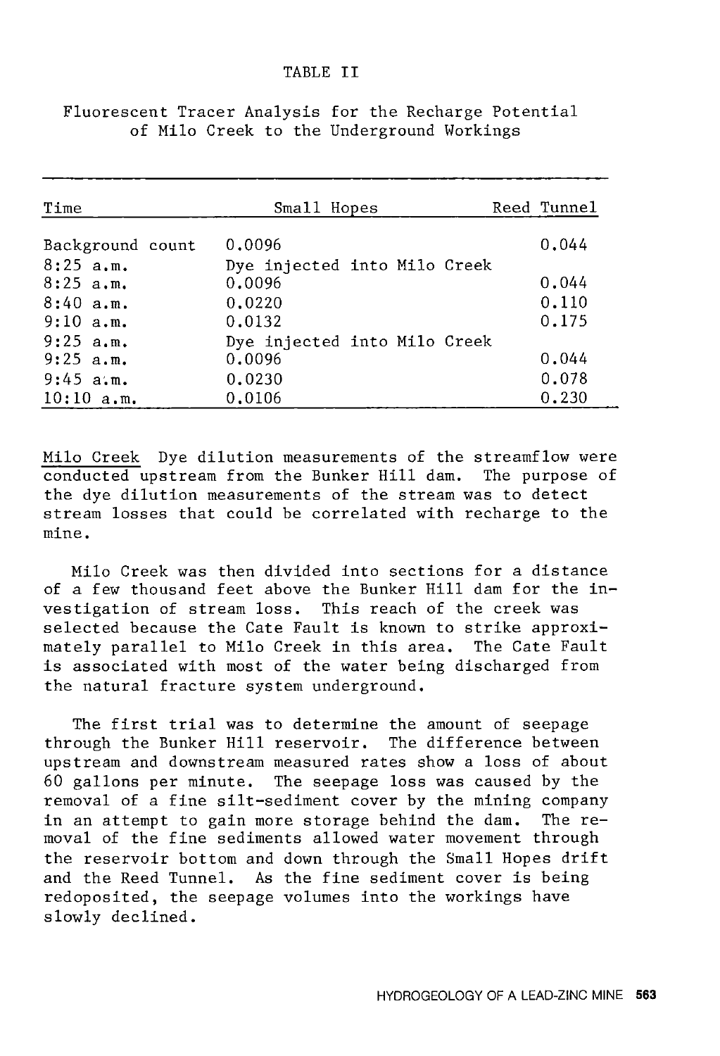TABLE II

Fluorescent Tracer Analysis for the Recharge Potential of Milo Creek to the Underground Workings

| Time | Small Hopes | Reed Tunnel |
|---|---|---|
| Background count | 0.0096 | 0.044 |
| 8:25 a.m. | Dye injected into Milo Creek | |
| 8:25 a.m. | 0.0096 | 0.044 |
| 8:40 a.m. | 0.0220 | 0.110 |
| 9:10 a.m. | 0.0132 | 0.175 |
| 9:25 a.m. | Dye injected into Milo Creek | |
| 9:25 a.m. | 0.0096 | 0.044 |
| 9:45 a.m. | 0.0230 | 0.078 |
| 10:10 a.m. | 0.0106 | 0.230 |

Milo Creek Dye dilution measurements of the streamflow were conducted upstream from the Bunker Hill dam. The purpose of the dye dilution measurements of the stream was to detect stream losses that could be correlated with recharge to the mine.

Milo Creek was then divided into sections for a distance of a few thousand feet above the Bunker Hill dam for the investigation of stream loss. This reach of the creek was selected because the Cate Fault is known to strike approximately parallel to Milo Creek in this area. The Cate Fault is associated with most of the water being discharged from the natural fracture system underground.

The first trial was to determine the amount of seepage through the Bunker Hill reservoir. The difference between upstream and downstream measured rates show a loss of about 60 gallons per minute. The seepage loss was caused by the removal of a fine silt-sediment cover by the mining company in an attempt to gain more storage behind the dam. The removal of the fine sediments allowed water movement through the reservoir bottom and down through the Small Hopes drift and the Reed Tunnel. As the fine sediment cover is being redoposited, the seepage volumes into the workings have slowly declined.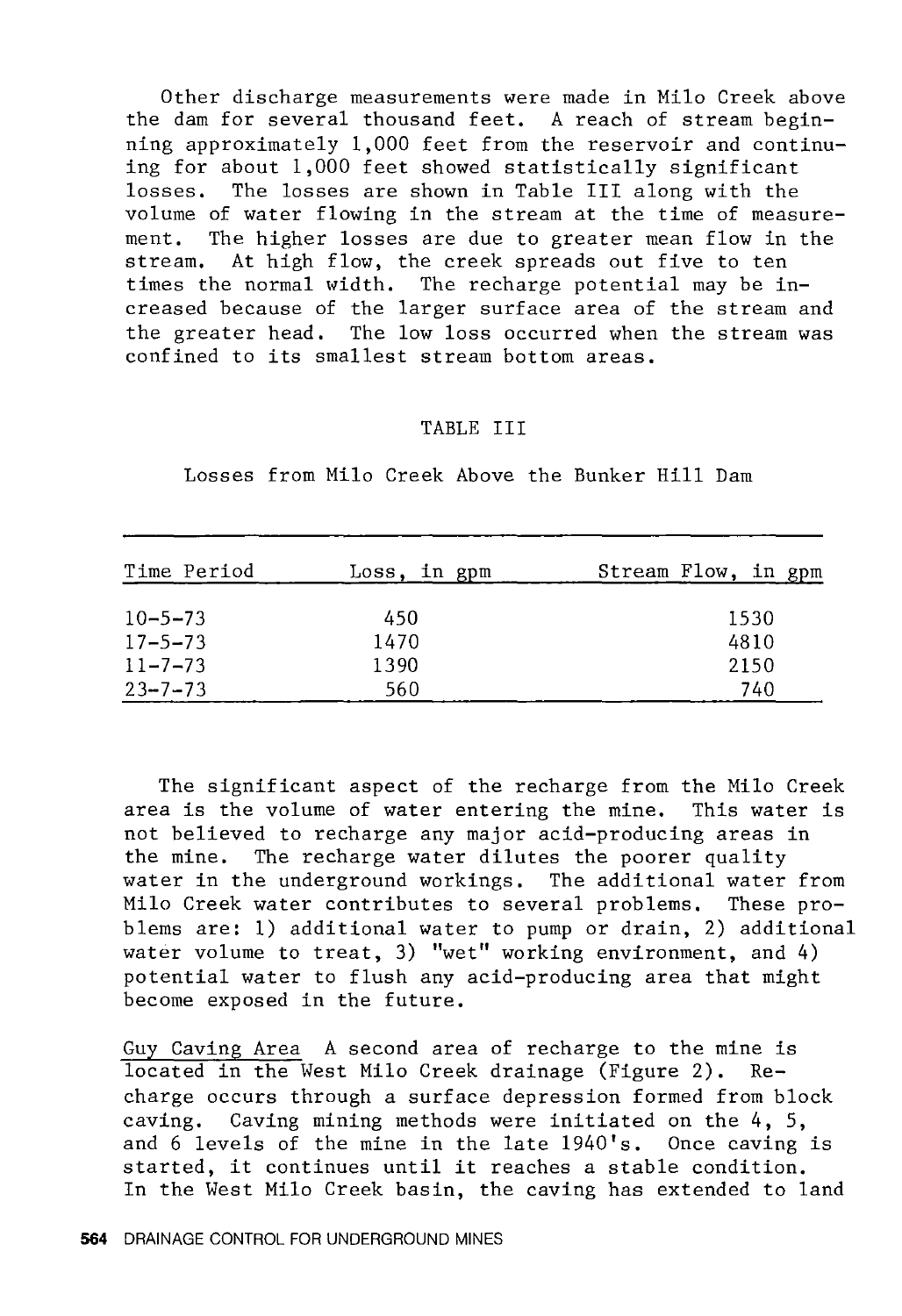Other discharge measurements were made in Milo Creek above the dam for several thousand feet. A reach of stream beginning approximately 1,000 feet from the reservoir and continuing for about 1,000 feet showed statistically significant losses. The losses are shown in Table III along with the volume of water flowing in the stream at the time of measurement. The higher losses are due to greater mean flow in the stream. At high flow, the creek spreads out five to ten times the normal width. The recharge potential may be increased because of the larger surface area of the stream and the greater head. The low loss occurred when the stream was confined to its smallest stream bottom areas.

TABLE III

Losses from Milo Creek Above the Bunker Hill Dam

| Time Period | Loss, in gpm | Stream Flow, in gpm |
|---|---|---|
| 10-5-73 | 450 | 1530 |
| 17-5-73 | 1470 | 4810 |
| 11-7-73 | 1390 | 2150 |
| 23-7-73 | 560 | 740 |

The significant aspect of the recharge from the Milo Creek area is the volume of water entering the mine. This water is not believed to recharge any major acid-producing areas in the mine. The recharge water dilutes the poorer quality water in the underground workings. The additional water from Milo Creek water contributes to several problems. These problems are: 1) additional water to pump or drain, 2) additional water volume to treat, 3) "wet" working environment, and 4) potential water to flush any acid-producing area that might become exposed in the future.

Guy Caving Area A second area of recharge to the mine is located in the West Milo Creek drainage (Figure 2). Recharge occurs through a surface depression formed from block caving. Caving mining methods were initiated on the 4, 5, and 6 levels of the mine in the late 1940's. Once caving is started, it continues until it reaches a stable condition. In the West Milo Creek basin, the caving has extended to land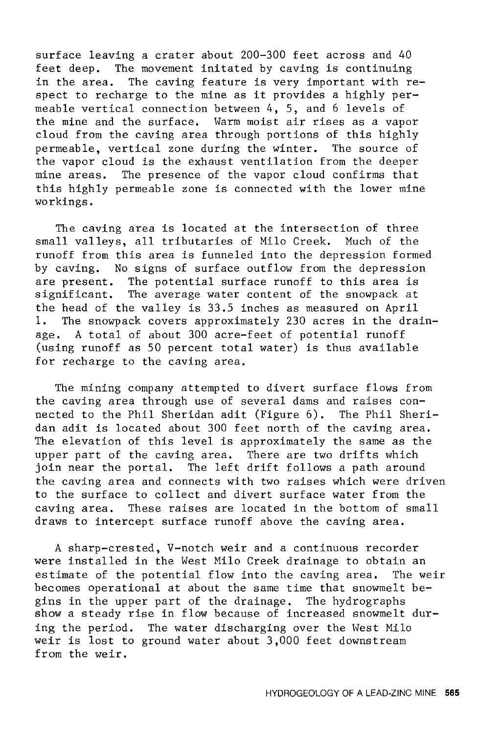surface leaving a crater about 200-300 feet across and 40 feet deep. The movement initated by caving is continuing in the area. The caving feature is very important with respect to recharge to the mine as it provides a highly permeable vertical connection between 4, 5, and 6 levels of the mine and the surface. Warm moist air rises as a vapor cloud from the caving area through portions of this highly permeable, vertical zone during the winter. The source of the vapor cloud is the exhaust ventilation from the deeper mine areas. The presence of the vapor cloud confirms that this highly permeable zone is connected with the lower mine workings.

The caving area is located at the intersection of three small valleys, all tributaries of Milo Creek. Much of the runoff from this area is funneled into the depression formed by caving. No signs of surface outflow from the depression are present. The potential surface runoff to this area is significant. The average water content of the snowpack at the head of the valley is 33.5 inches as measured on April 1. The snowpack covers approximately 230 acres in the drainage. A total of about 300 acre-feet of potential runoff (using runoff as 50 percent total water) is thus available for recharge to the caving area.

The mining company attempted to divert surface flows from the caving area through use of several dams and raises connected to the Phil Sheridan adit (Figure 6). The Phil Sheridan adit is located about 300 feet north of the caving area. The elevation of this level is approximately the same as the upper part of the caving area. There are two drifts which join near the portal. The left drift follows a path around the caving area and connects with two raises which were driven to the surface to collect and divert surface water from the caving area. These raises are located in the bottom of small draws to intercept surface runoff above the caving area.

A sharp-crested, V-notch weir and a continuous recorder were installed in the West Milo Creek drainage to obtain an estimate of the potential flow into the caving area. The weir becomes operational at about the same time that snowmelt begins in the upper part of the drainage. The hydrographs show a steady rise in flow because of increased snowmelt during the period. The water discharging over the West Milo weir is lost to ground water about 3,000 feet downstream from the weir.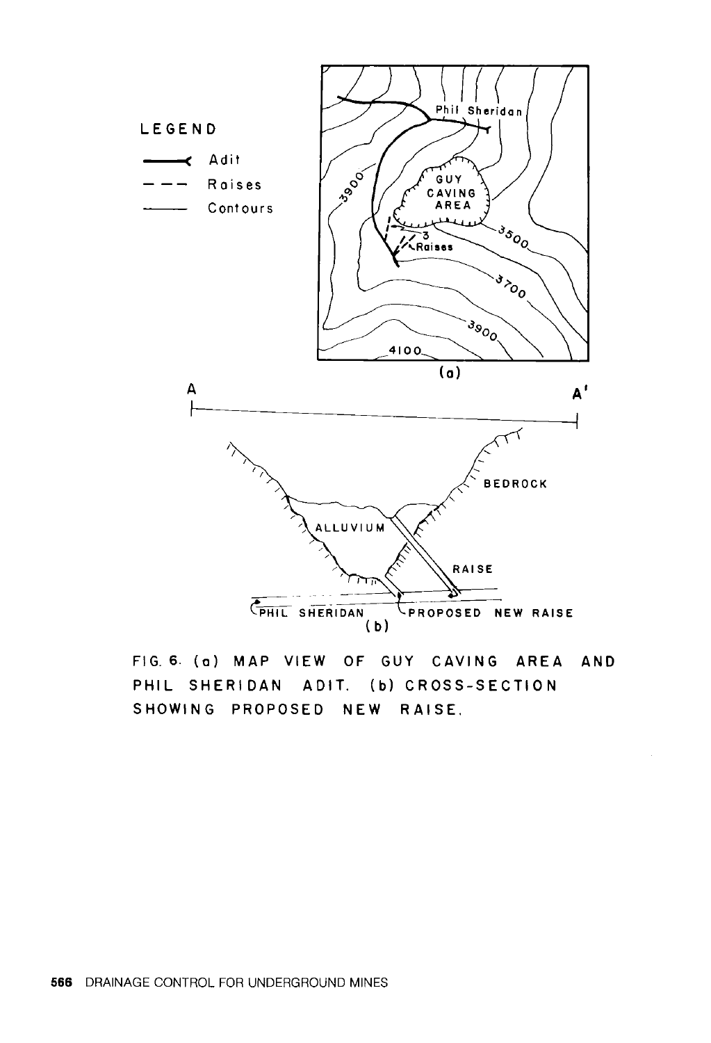FIG. 6. (a) MAP VIEW OF GUY CAVING AREA AND PHIL SHERIDAN ADIT. (b) CROSS-SECTION SHOWING PROPOSED NEW RAISE.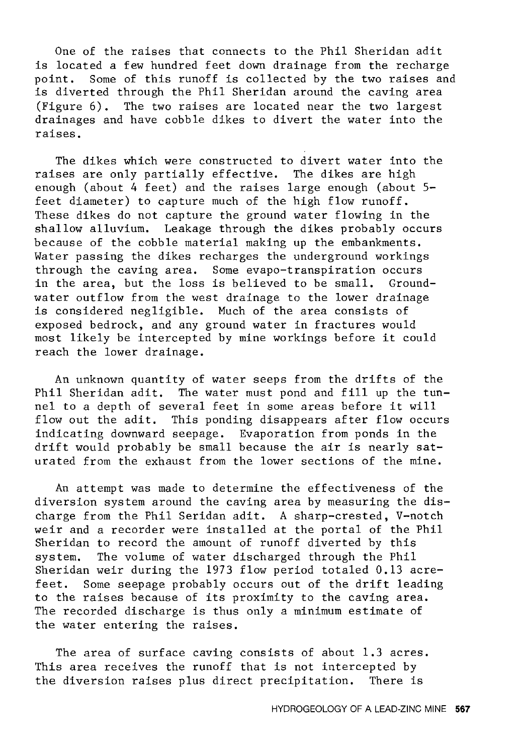One of the raises that connects to the Phil Sheridan adit is located a few hundred feet down drainage from the recharge point. Some of this runoff is collected by the two raises and is diverted through the Phil Sheridan around the caving area (Figure 6). The two raises are located near the two largest drainages and have cobble dikes to divert the water into the raises.

The dikes which were constructed to divert water into the raises are only partially effective. The dikes are high enough (about 4 feet) and the raises large enough (about 5-feet diameter) to capture much of the high flow runoff. These dikes do not capture the ground water flowing in the shallow alluvium. Leakage through the dikes probably occurs because of the cobble material making up the embankments. Water passing the dikes recharges the underground workings through the caving area. Some evapo-transpiration occurs in the area, but the loss is believed to be small. Groundwater outflow from the west drainage to the lower drainage is considered negligible. Much of the area consists of exposed bedrock, and any ground water in fractures would most likely be intercepted by mine workings before it could reach the lower drainage.

An unknown quantity of water seeps from the drifts of the Phil Sheridan adit. The water must pond and fill up the tunnel to a depth of several feet in some areas before it will flow out the adit. This ponding disappears after flow occurs indicating downward seepage. Evaporation from ponds in the drift would probably be small because the air is nearly saturated from the exhaust from the lower sections of the mine.

An attempt was made to determine the effectiveness of the diversion system around the caving area by measuring the discharge from the Phil Seridan adit. A sharp-crested, V-notch weir and a recorder were installed at the portal of the Phil Sheridan to record the amount of runoff diverted by this system. The volume of water discharged through the Phil Sheridan weir during the 1973 flow period totaled 0.13 acre-feet. Some seepage probably occurs out of the drift leading to the raises because of its proximity to the caving area. The recorded discharge is thus only a minimum estimate of the water entering the raises.

The area of surface caving consists of about 1.3 acres. This area receives the runoff that is not intercepted by the diversion raises plus direct precipitation. There is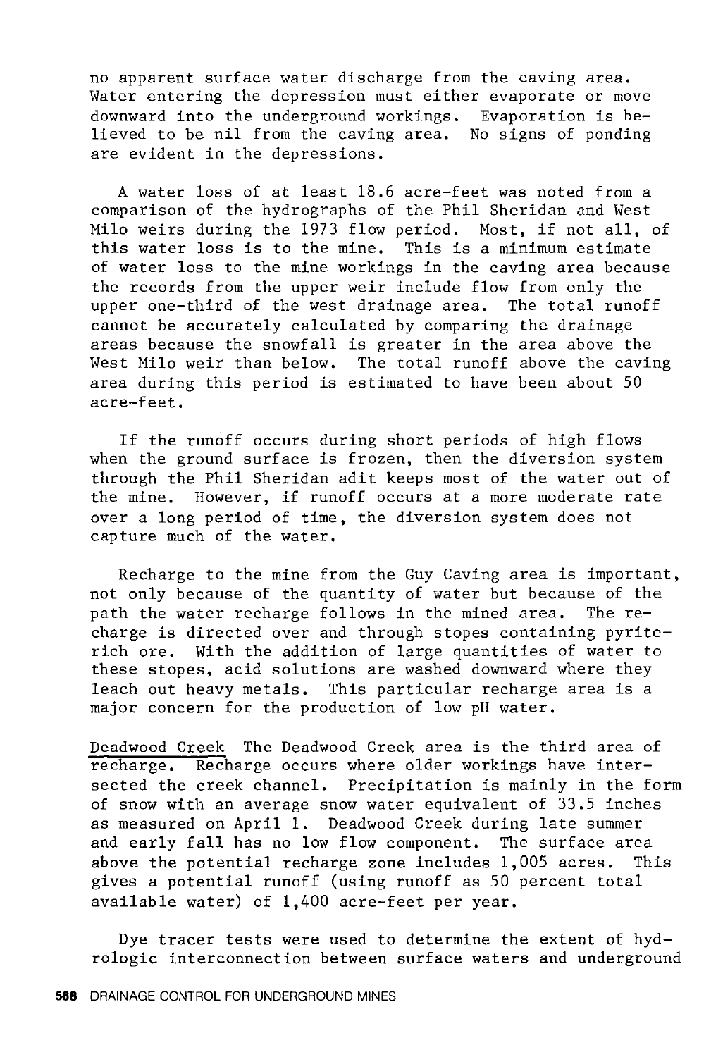no apparent surface water discharge from the caving area. Water entering the depression must either evaporate or move downward into the underground workings. Evaporation is believed to be nil from the caving area. No signs of ponding are evident in the depressions.

A water loss of at least 18.6 acre-feet was noted from a comparison of the hydrographs of the Phil Sheridan and West Milo weirs during the 1973 flow period. Most, if not all, of this water loss is to the mine. This is a minimum estimate of water loss to the mine workings in the caving area because the records from the upper weir include flow from only the upper one-third of the west drainage area. The total runoff cannot be accurately calculated by comparing the drainage areas because the snowfall is greater in the area above the West Milo weir than below. The total runoff above the caving area during this period is estimated to have been about 50 acre-feet.

If the runoff occurs during short periods of high flows when the ground surface is frozen, then the diversion system through the Phil Sheridan adit keeps most of the water out of the mine. However, if runoff occurs at a more moderate rate over a long period of time, the diversion system does not capture much of the water.

Recharge to the mine from the Guy Caving area is important, not only because of the quantity of water but because of the path the water recharge follows in the mined area. The recharge is directed over and through stopes containing pyrite-rich ore. With the addition of large quantities of water to these stopes, acid solutions are washed downward where they leach out heavy metals. This particular recharge area is a major concern for the production of low pH water.

<u>Deadwood Creek</u> The Deadwood Creek area is the third area of recharge. Recharge occurs where older workings have intersected the creek channel. Precipitation is mainly in the form of snow with an average snow water equivalent of 33.5 inches as measured on April 1. Deadwood Creek during late summer and early fall has no low flow component. The surface area above the potential recharge zone includes 1,005 acres. This gives a potential runoff (using runoff as 50 percent total available water) of 1,400 acre-feet per year.

Dye tracer tests were used to determine the extent of hydrologic interconnection between surface waters and underground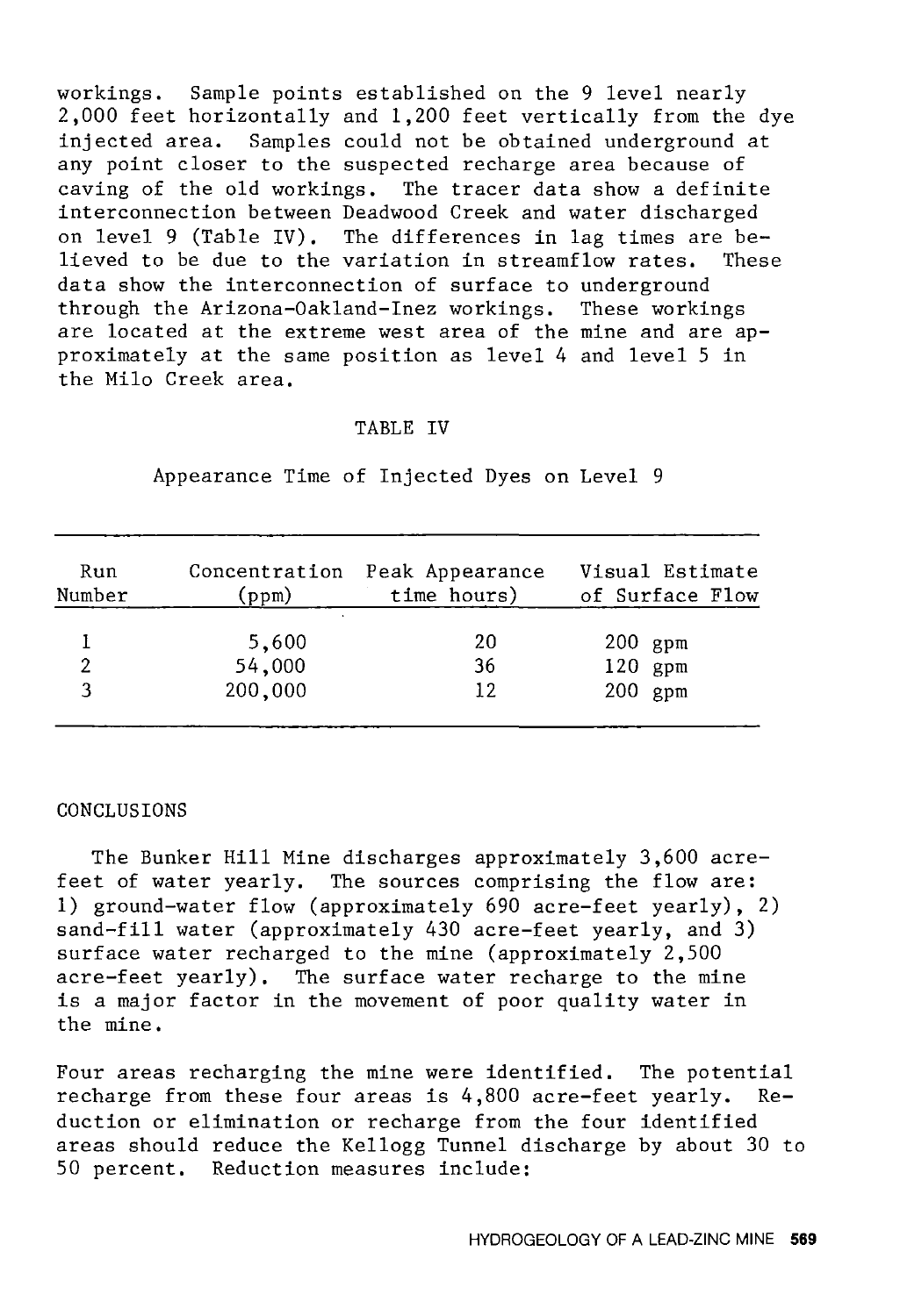workings. Sample points established on the 9 level nearly 2,000 feet horizontally and 1,200 feet vertically from the dye injected area. Samples could not be obtained underground at any point closer to the suspected recharge area because of caving of the old workings. The tracer data show a definite interconnection between Deadwood Creek and water discharged on level 9 (Table IV). The differences in lag times are believed to be due to the variation in streamflow rates. These data show the interconnection of surface to underground through the Arizona-Oakland-Inez workings. These workings are located at the extreme west area of the mine and are approximately at the same position as level 4 and level 5 in the Milo Creek area.

TABLE IV

Appearance Time of Injected Dyes on Level 9

| Run Number | Concentration (ppm) | Peak Appearance time hours) | Visual Estimate of Surface Flow |
|---|---|---|---|
| 1 | 5,600 | 20 | 200 gpm |
| 2 | 54,000 | 36 | 120 gpm |
| 3 | 200,000 | 12 | 200 gpm |

## CONCLUSIONS

The Bunker Hill Mine discharges approximately 3,600 acre-feet of water yearly. The sources comprising the flow are: 1) ground-water flow (approximately 690 acre-feet yearly), 2) sand-fill water (approximately 430 acre-feet yearly, and 3) surface water recharged to the mine (approximately 2,500 acre-feet yearly). The surface water recharge to the mine is a major factor in the movement of poor quality water in the mine.

Four areas recharging the mine were identified. The potential recharge from these four areas is 4,800 acre-feet yearly. Reduction or elimination or recharge from the four identified areas should reduce the Kellogg Tunnel discharge by about 30 to 50 percent. Reduction measures include: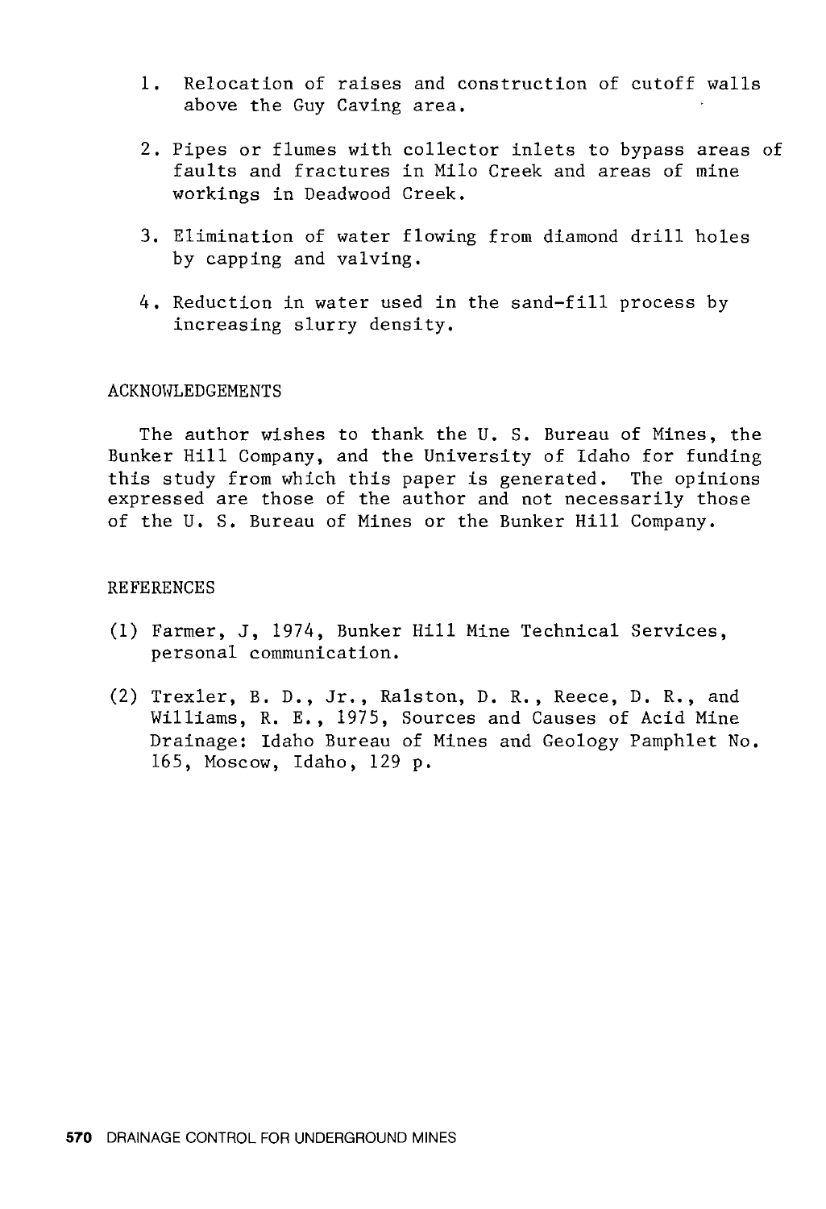1. Relocation of raises and construction of cutoff walls above the Guy Caving area.

2. Pipes or flumes with collector inlets to bypass areas of faults and fractures in Milo Creek and areas of mine workings in Deadwood Creek.

3. Elimination of water flowing from diamond drill holes by capping and valving.

4. Reduction in water used in the sand-fill process by increasing slurry density.

## ACKNOWLEDGEMENTS

The author wishes to thank the U. S. Bureau of Mines, the Bunker Hill Company, and the University of Idaho for funding this study from which this paper is generated. The opinions expressed are those of the author and not necessarily those of the U. S. Bureau of Mines or the Bunker Hill Company.

## REFERENCES

(1) Farmer, J, 1974, Bunker Hill Mine Technical Services, personal communication.

(2) Trexler, B. D., Jr., Ralston, D. R., Reece, D. R., and Williams, R. E., 1975, Sources and Causes of Acid Mine Drainage: Idaho Bureau of Mines and Geology Pamphlet No. 165, Moscow, Idaho, 129 p.